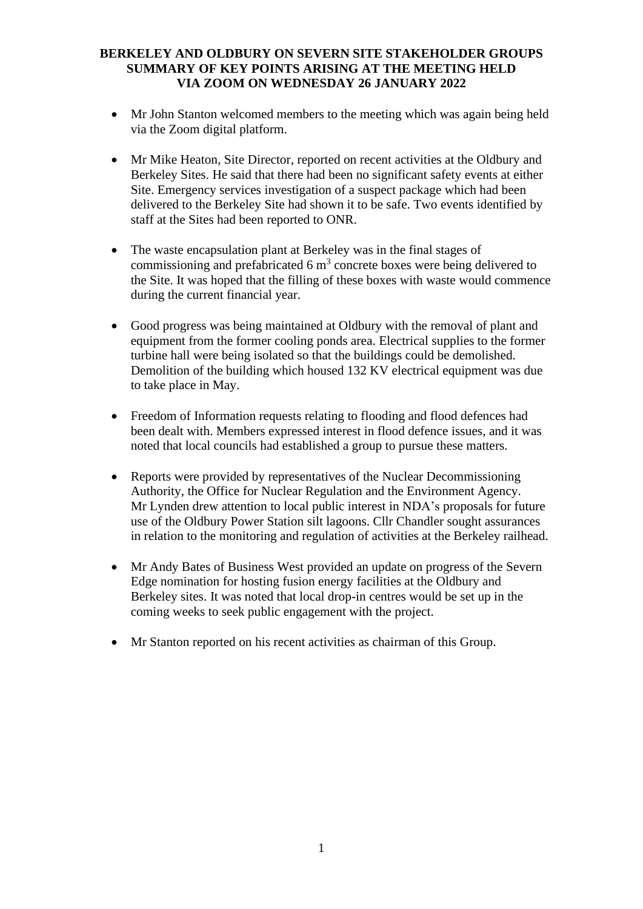**BERKELEY AND OLDBURY ON SEVERN SITE STAKEHOLDER GROUPS SUMMARY OF KEY POINTS ARISING AT THE MEETING HELD VIA ZOOM ON WEDNESDAY 26 JANUARY 2022**

- Mr John Stanton welcomed members to the meeting which was again being held via the Zoom digital platform.

- Mr Mike Heaton, Site Director, reported on recent activities at the Oldbury and Berkeley Sites. He said that there had been no significant safety events at either Site. Emergency services investigation of a suspect package which had been delivered to the Berkeley Site had shown it to be safe. Two events identified by staff at the Sites had been reported to ONR.

- The waste encapsulation plant at Berkeley was in the final stages of commissioning and prefabricated 6 $m^3$ concrete boxes were being delivered to the Site. It was hoped that the filling of these boxes with waste would commence during the current financial year.

- Good progress was being maintained at Oldbury with the removal of plant and equipment from the former cooling ponds area. Electrical supplies to the former turbine hall were being isolated so that the buildings could be demolished. Demolition of the building which housed 132 KV electrical equipment was due to take place in May.

- Freedom of Information requests relating to flooding and flood defences had been dealt with. Members expressed interest in flood defence issues, and it was noted that local councils had established a group to pursue these matters.

- Reports were provided by representatives of the Nuclear Decommissioning Authority, the Office for Nuclear Regulation and the Environment Agency. Mr Lynden drew attention to local public interest in NDA's proposals for future use of the Oldbury Power Station silt lagoons. Cllr Chandler sought assurances in relation to the monitoring and regulation of activities at the Berkeley railhead.

- Mr Andy Bates of Business West provided an update on progress of the Severn Edge nomination for hosting fusion energy facilities at the Oldbury and Berkeley sites. It was noted that local drop-in centres would be set up in the coming weeks to seek public engagement with the project.

- Mr Stanton reported on his recent activities as chairman of this Group.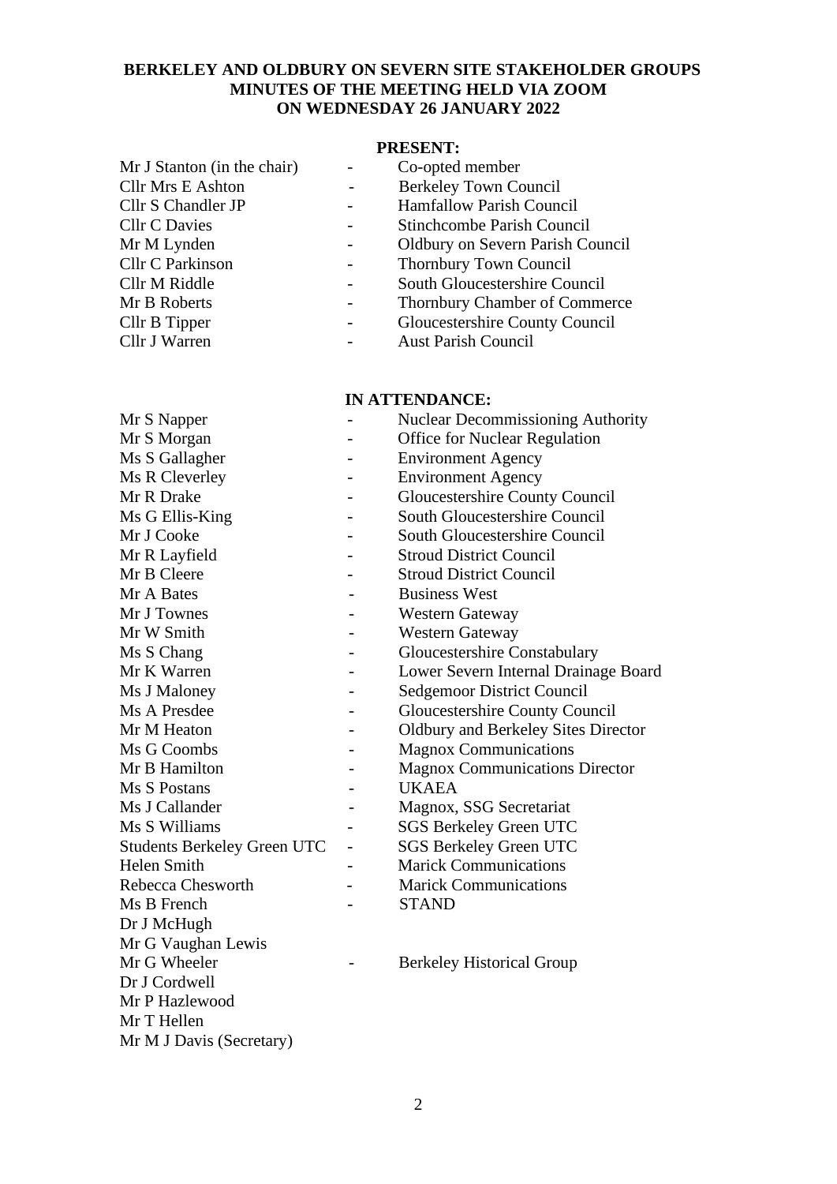**BERKELEY AND OLDBURY ON SEVERN SITE STAKEHOLDER GROUPS**
**MINUTES OF THE MEETING HELD VIA ZOOM**
**ON WEDNESDAY 26 JANUARY 2022**

**PRESENT:**

| | | |
|---|---|---|
| Mr J Stanton (in the chair) | - | Co-opted member |
| Cllr Mrs E Ashton | - | Berkeley Town Council |
| Cllr S Chandler JP | - | Hamfallow Parish Council |
| Cllr C Davies | - | Stinchcombe Parish Council |
| Mr M Lynden | - | Oldbury on Severn Parish Council |
| Cllr C Parkinson | - | Thornbury Town Council |
| Cllr M Riddle | - | South Gloucestershire Council |
| Mr B Roberts | - | Thornbury Chamber of Commerce |
| Cllr B Tipper | - | Gloucestershire County Council |
| Cllr J Warren | - | Aust Parish Council |

**IN ATTENDANCE:**

| | | |
|---|---|---|
| Mr S Napper | - | Nuclear Decommissioning Authority |
| Mr S Morgan | - | Office for Nuclear Regulation |
| Ms S Gallagher | - | Environment Agency |
| Ms R Cleverley | - | Environment Agency |
| Mr R Drake | - | Gloucestershire County Council |
| Ms G Ellis-King | - | South Gloucestershire Council |
| Mr J Cooke | - | South Gloucestershire Council |
| Mr R Layfield | - | Stroud District Council |
| Mr B Cleere | - | Stroud District Council |
| Mr A Bates | - | Business West |
| Mr J Townes | - | Western Gateway |
| Mr W Smith | - | Western Gateway |
| Ms S Chang | - | Gloucestershire Constabulary |
| Mr K Warren | - | Lower Severn Internal Drainage Board |
| Ms J Maloney | - | Sedgemoor District Council |
| Ms A Presdee | - | Gloucestershire County Council |
| Mr M Heaton | - | Oldbury and Berkeley Sites Director |
| Ms G Coombs | - | Magnox Communications |
| Mr B Hamilton | - | Magnox Communications Director |
| Ms S Postans | - | UKAEA |
| Ms J Callander | - | Magnox, SSG Secretariat |
| Ms S Williams | - | SGS Berkeley Green UTC |
| Students Berkeley Green UTC | - | SGS Berkeley Green UTC |
| Helen Smith | - | Marick Communications |
| Rebecca Chesworth | - | Marick Communications |
| Ms B French | - | STAND |
| Dr J McHugh | | |
| Mr G Vaughan Lewis | | |
| Mr G Wheeler | - | Berkeley Historical Group |
| Dr J Cordwell | | |
| Mr P Hazlewood | | |
| Mr T Hellen | | |
| Mr M J Davis (Secretary) | | |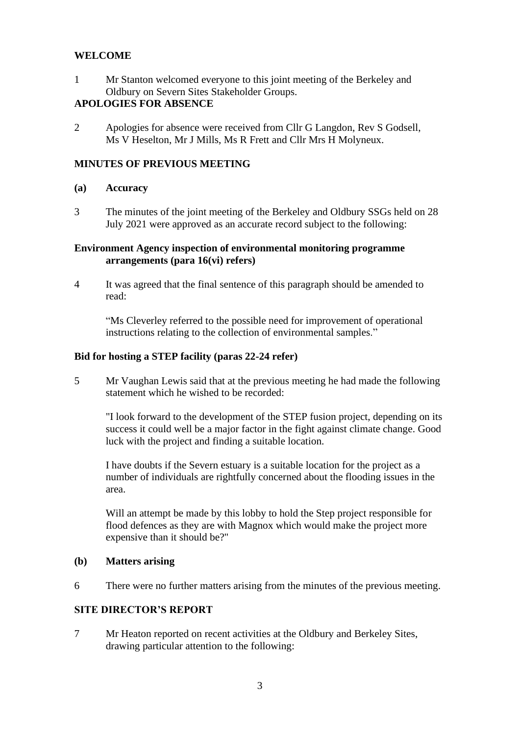## WELCOME

1 Mr Stanton welcomed everyone to this joint meeting of the Berkeley and Oldbury on Severn Sites Stakeholder Groups.

## APOLOGIES FOR ABSENCE

2 Apologies for absence were received from Cllr G Langdon, Rev S Godsell, Ms V Heselton, Mr J Mills, Ms R Frett and Cllr Mrs H Molyneux.

## MINUTES OF PREVIOUS MEETING

### (a) Accuracy

3 The minutes of the joint meeting of the Berkeley and Oldbury SSGs held on 28 July 2021 were approved as an accurate record subject to the following:

**Environment Agency inspection of environmental monitoring programme arrangements (para 16(vi) refers)**

4 It was agreed that the final sentence of this paragraph should be amended to read:

> "Ms Cleverley referred to the possible need for improvement of operational instructions relating to the collection of environmental samples."

**Bid for hosting a STEP facility (paras 22-24 refer)**

5 Mr Vaughan Lewis said that at the previous meeting he had made the following statement which he wished to be recorded:

> "I look forward to the development of the STEP fusion project, depending on its success it could well be a major factor in the fight against climate change. Good luck with the project and finding a suitable location.
>
> I have doubts if the Severn estuary is a suitable location for the project as a number of individuals are rightfully concerned about the flooding issues in the area.
>
> Will an attempt be made by this lobby to hold the Step project responsible for flood defences as they are with Magnox which would make the project more expensive than it should be?"

### (b) Matters arising

6 There were no further matters arising from the minutes of the previous meeting.

## SITE DIRECTOR'S REPORT

7 Mr Heaton reported on recent activities at the Oldbury and Berkeley Sites, drawing particular attention to the following: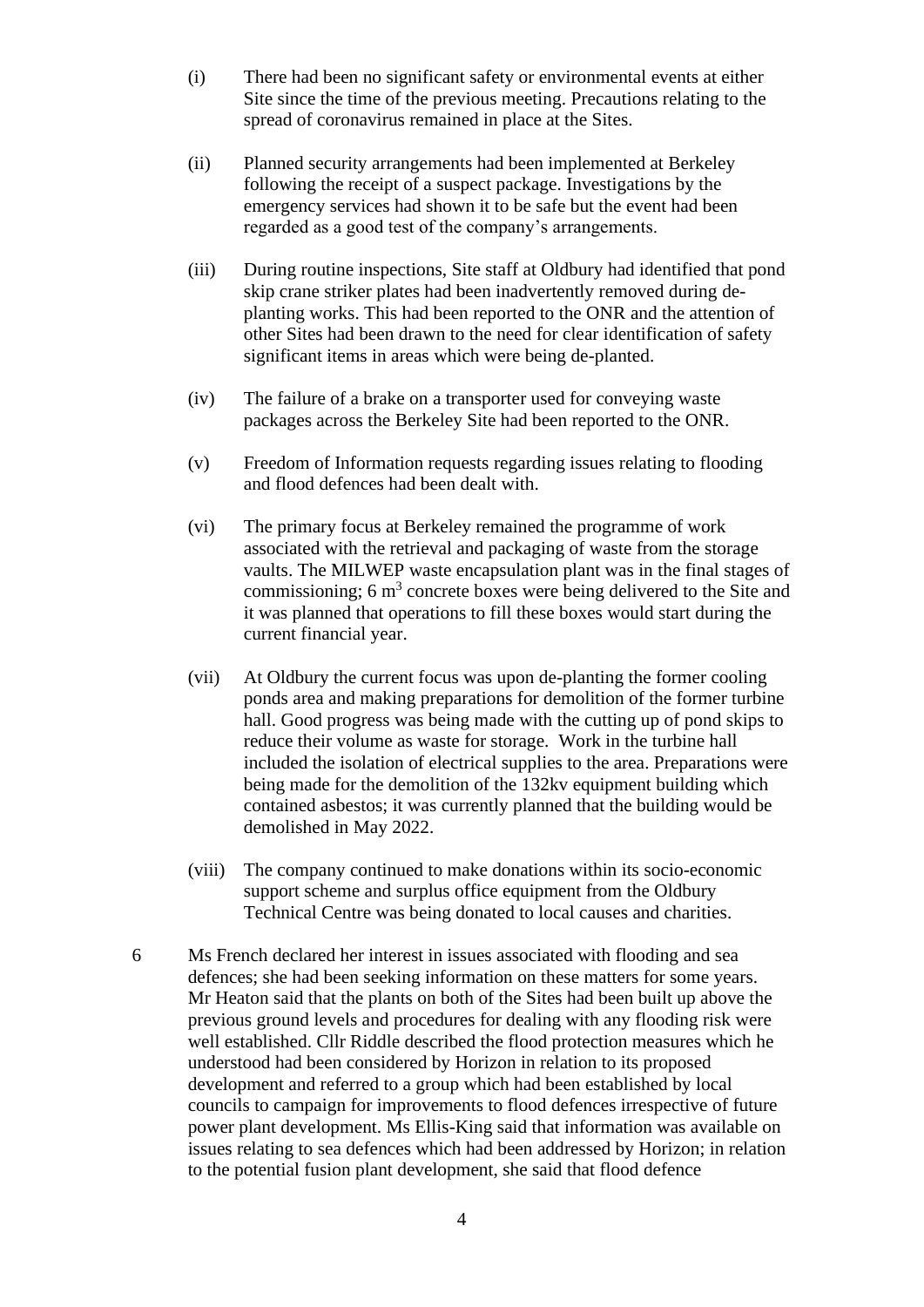(i) There had been no significant safety or environmental events at either Site since the time of the previous meeting. Precautions relating to the spread of coronavirus remained in place at the Sites.

(ii) Planned security arrangements had been implemented at Berkeley following the receipt of a suspect package. Investigations by the emergency services had shown it to be safe but the event had been regarded as a good test of the company's arrangements.

(iii) During routine inspections, Site staff at Oldbury had identified that pond skip crane striker plates had been inadvertently removed during de-planting works. This had been reported to the ONR and the attention of other Sites had been drawn to the need for clear identification of safety significant items in areas which were being de-planted.

(iv) The failure of a brake on a transporter used for conveying waste packages across the Berkeley Site had been reported to the ONR.

(v) Freedom of Information requests regarding issues relating to flooding and flood defences had been dealt with.

(vi) The primary focus at Berkeley remained the programme of work associated with the retrieval and packaging of waste from the storage vaults. The MILWEP waste encapsulation plant was in the final stages of commissioning; 6 $m^3$ concrete boxes were being delivered to the Site and it was planned that operations to fill these boxes would start during the current financial year.

(vii) At Oldbury the current focus was upon de-planting the former cooling ponds area and making preparations for demolition of the former turbine hall. Good progress was being made with the cutting up of pond skips to reduce their volume as waste for storage. Work in the turbine hall included the isolation of electrical supplies to the area. Preparations were being made for the demolition of the 132kv equipment building which contained asbestos; it was currently planned that the building would be demolished in May 2022.

(viii) The company continued to make donations within its socio-economic support scheme and surplus office equipment from the Oldbury Technical Centre was being donated to local causes and charities.

6 Ms French declared her interest in issues associated with flooding and sea defences; she had been seeking information on these matters for some years. Mr Heaton said that the plants on both of the Sites had been built up above the previous ground levels and procedures for dealing with any flooding risk were well established. Cllr Riddle described the flood protection measures which he understood had been considered by Horizon in relation to its proposed development and referred to a group which had been established by local councils to campaign for improvements to flood defences irrespective of future power plant development. Ms Ellis-King said that information was available on issues relating to sea defences which had been addressed by Horizon; in relation to the potential fusion plant development, she said that flood defence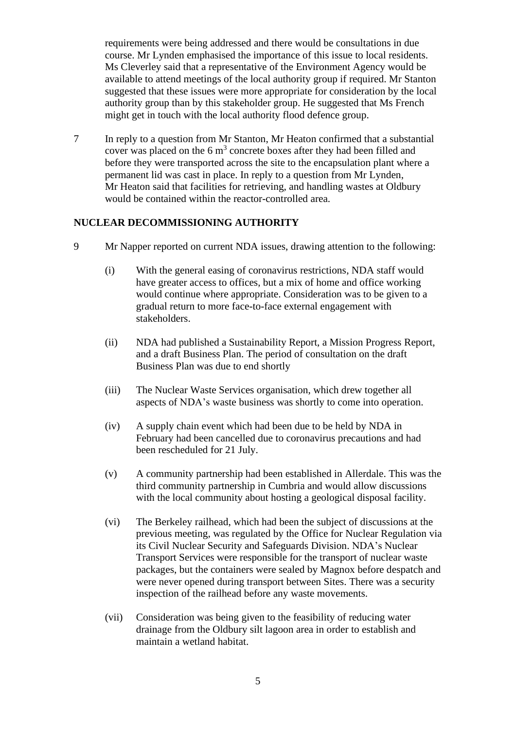requirements were being addressed and there would be consultations in due course. Mr Lynden emphasised the importance of this issue to local residents. Ms Cleverley said that a representative of the Environment Agency would be available to attend meetings of the local authority group if required. Mr Stanton suggested that these issues were more appropriate for consideration by the local authority group than by this stakeholder group. He suggested that Ms French might get in touch with the local authority flood defence group.

7 In reply to a question from Mr Stanton, Mr Heaton confirmed that a substantial cover was placed on the 6 $m^3$ concrete boxes after they had been filled and before they were transported across the site to the encapsulation plant where a permanent lid was cast in place. In reply to a question from Mr Lynden, Mr Heaton said that facilities for retrieving, and handling wastes at Oldbury would be contained within the reactor-controlled area.

## NUCLEAR DECOMMISSIONING AUTHORITY

9 Mr Napper reported on current NDA issues, drawing attention to the following:

(i) With the general easing of coronavirus restrictions, NDA staff would have greater access to offices, but a mix of home and office working would continue where appropriate. Consideration was to be given to a gradual return to more face-to-face external engagement with stakeholders.

(ii) NDA had published a Sustainability Report, a Mission Progress Report, and a draft Business Plan. The period of consultation on the draft Business Plan was due to end shortly

(iii) The Nuclear Waste Services organisation, which drew together all aspects of NDA's waste business was shortly to come into operation.

(iv) A supply chain event which had been due to be held by NDA in February had been cancelled due to coronavirus precautions and had been rescheduled for 21 July.

(v) A community partnership had been established in Allerdale. This was the third community partnership in Cumbria and would allow discussions with the local community about hosting a geological disposal facility.

(vi) The Berkeley railhead, which had been the subject of discussions at the previous meeting, was regulated by the Office for Nuclear Regulation via its Civil Nuclear Security and Safeguards Division. NDA's Nuclear Transport Services were responsible for the transport of nuclear waste packages, but the containers were sealed by Magnox before despatch and were never opened during transport between Sites. There was a security inspection of the railhead before any waste movements.

(vii) Consideration was being given to the feasibility of reducing water drainage from the Oldbury silt lagoon area in order to establish and maintain a wetland habitat.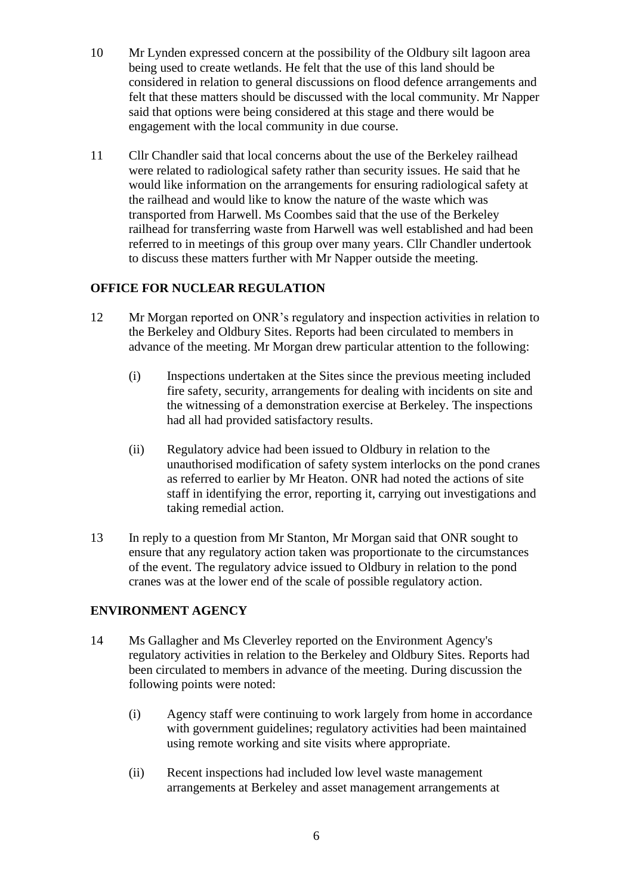10 Mr Lynden expressed concern at the possibility of the Oldbury silt lagoon area being used to create wetlands. He felt that the use of this land should be considered in relation to general discussions on flood defence arrangements and felt that these matters should be discussed with the local community. Mr Napper said that options were being considered at this stage and there would be engagement with the local community in due course.

11 Cllr Chandler said that local concerns about the use of the Berkeley railhead were related to radiological safety rather than security issues. He said that he would like information on the arrangements for ensuring radiological safety at the railhead and would like to know the nature of the waste which was transported from Harwell. Ms Coombes said that the use of the Berkeley railhead for transferring waste from Harwell was well established and had been referred to in meetings of this group over many years. Cllr Chandler undertook to discuss these matters further with Mr Napper outside the meeting.

## OFFICE FOR NUCLEAR REGULATION

12 Mr Morgan reported on ONR's regulatory and inspection activities in relation to the Berkeley and Oldbury Sites. Reports had been circulated to members in advance of the meeting. Mr Morgan drew particular attention to the following:

(i) Inspections undertaken at the Sites since the previous meeting included fire safety, security, arrangements for dealing with incidents on site and the witnessing of a demonstration exercise at Berkeley. The inspections had all had provided satisfactory results.

(ii) Regulatory advice had been issued to Oldbury in relation to the unauthorised modification of safety system interlocks on the pond cranes as referred to earlier by Mr Heaton. ONR had noted the actions of site staff in identifying the error, reporting it, carrying out investigations and taking remedial action.

13 In reply to a question from Mr Stanton, Mr Morgan said that ONR sought to ensure that any regulatory action taken was proportionate to the circumstances of the event. The regulatory advice issued to Oldbury in relation to the pond cranes was at the lower end of the scale of possible regulatory action.

## ENVIRONMENT AGENCY

14 Ms Gallagher and Ms Cleverley reported on the Environment Agency's regulatory activities in relation to the Berkeley and Oldbury Sites. Reports had been circulated to members in advance of the meeting. During discussion the following points were noted:

(i) Agency staff were continuing to work largely from home in accordance with government guidelines; regulatory activities had been maintained using remote working and site visits where appropriate.

(ii) Recent inspections had included low level waste management arrangements at Berkeley and asset management arrangements at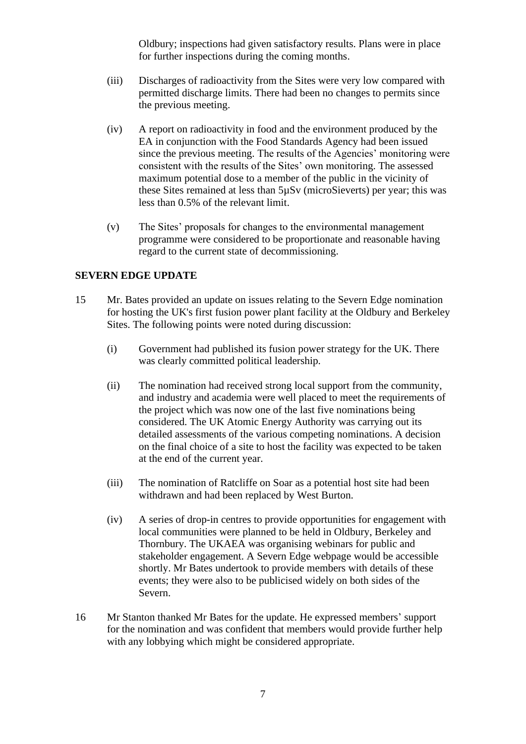Oldbury; inspections had given satisfactory results. Plans were in place for further inspections during the coming months.

(iii) Discharges of radioactivity from the Sites were very low compared with permitted discharge limits. There had been no changes to permits since the previous meeting.

(iv) A report on radioactivity in food and the environment produced by the EA in conjunction with the Food Standards Agency had been issued since the previous meeting. The results of the Agencies' monitoring were consistent with the results of the Sites' own monitoring. The assessed maximum potential dose to a member of the public in the vicinity of these Sites remained at less than 5µSv (microSieverts) per year; this was less than 0.5% of the relevant limit.

(v) The Sites' proposals for changes to the environmental management programme were considered to be proportionate and reasonable having regard to the current state of decommissioning.

**SEVERN EDGE UPDATE**

15 Mr. Bates provided an update on issues relating to the Severn Edge nomination for hosting the UK's first fusion power plant facility at the Oldbury and Berkeley Sites. The following points were noted during discussion:

(i) Government had published its fusion power strategy for the UK. There was clearly committed political leadership.

(ii) The nomination had received strong local support from the community, and industry and academia were well placed to meet the requirements of the project which was now one of the last five nominations being considered. The UK Atomic Energy Authority was carrying out its detailed assessments of the various competing nominations. A decision on the final choice of a site to host the facility was expected to be taken at the end of the current year.

(iii) The nomination of Ratcliffe on Soar as a potential host site had been withdrawn and had been replaced by West Burton.

(iv) A series of drop-in centres to provide opportunities for engagement with local communities were planned to be held in Oldbury, Berkeley and Thornbury. The UKAEA was organising webinars for public and stakeholder engagement. A Severn Edge webpage would be accessible shortly. Mr Bates undertook to provide members with details of these events; they were also to be publicised widely on both sides of the Severn.

16 Mr Stanton thanked Mr Bates for the update. He expressed members' support for the nomination and was confident that members would provide further help with any lobbying which might be considered appropriate.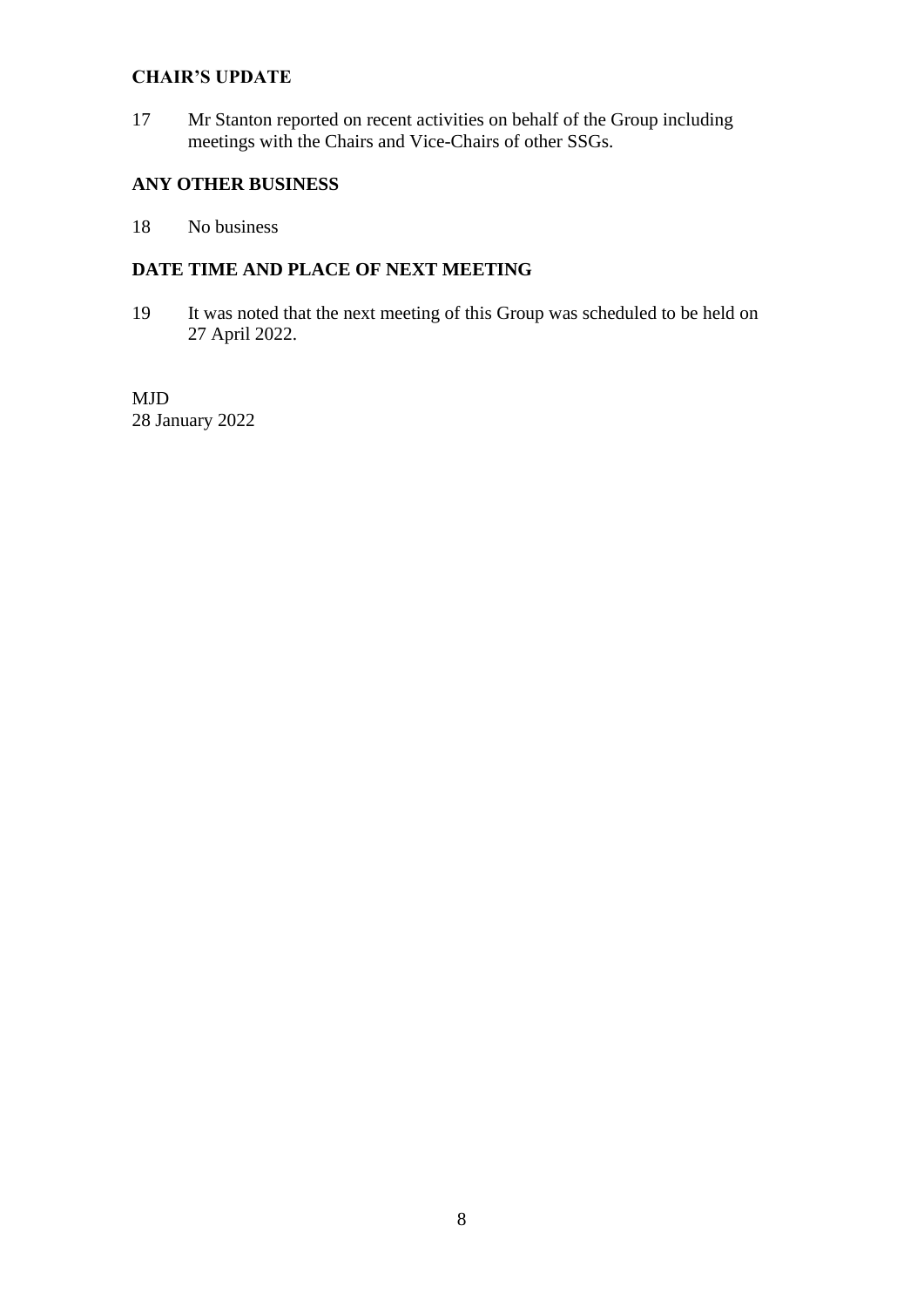## CHAIR'S UPDATE

17 Mr Stanton reported on recent activities on behalf of the Group including meetings with the Chairs and Vice-Chairs of other SSGs.

## ANY OTHER BUSINESS

18 No business

## DATE TIME AND PLACE OF NEXT MEETING

19 It was noted that the next meeting of this Group was scheduled to be held on 27 April 2022.

MJD
28 January 2022